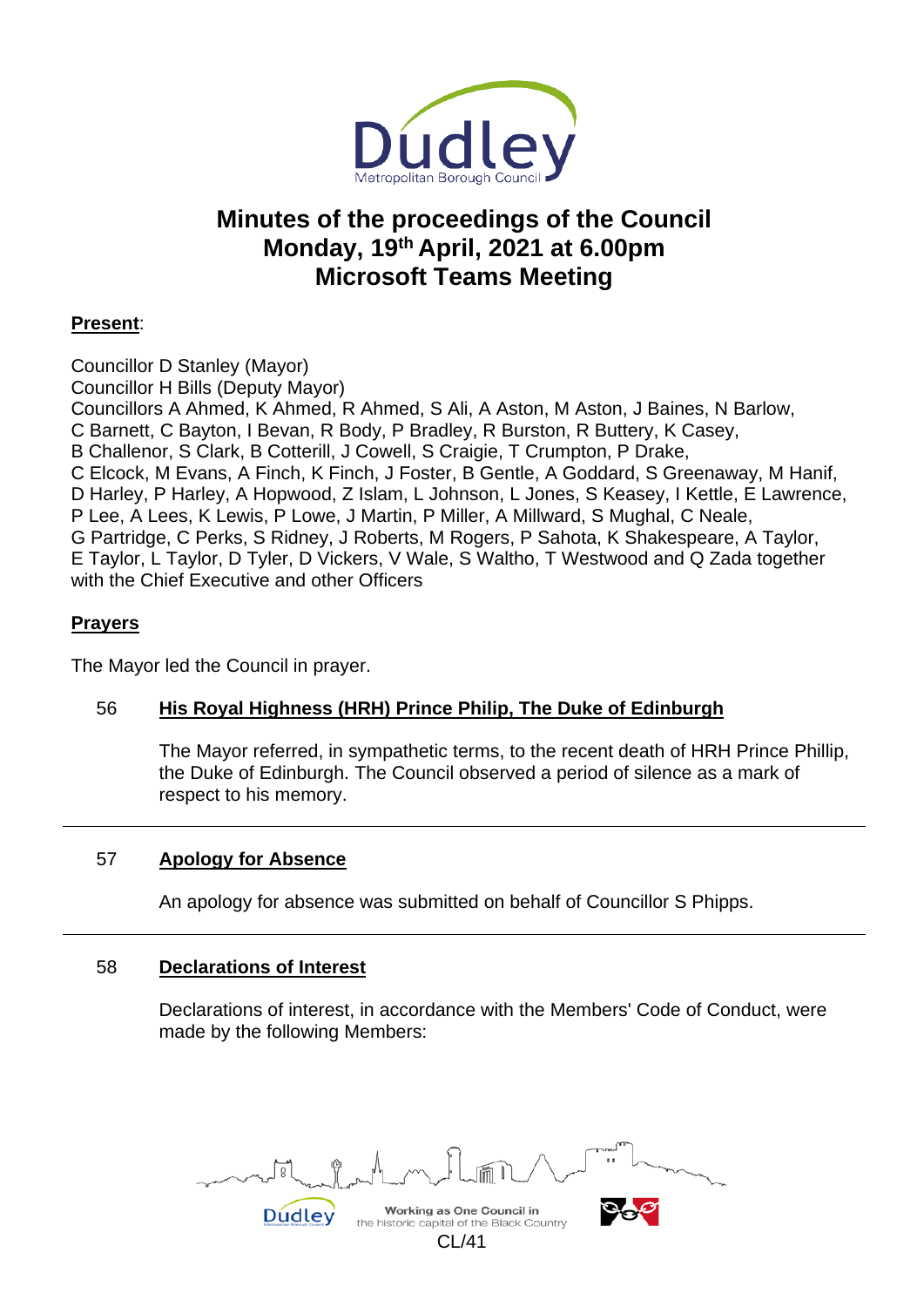# Minutes of the proceedings of the Council
## Monday, 19th April, 2021 at 6.00pm
## Microsoft Teams Meeting

**Present**:

Councillor D Stanley (Mayor)
Councillor H Bills (Deputy Mayor)
Councillors A Ahmed, K Ahmed, R Ahmed, S Ali, A Aston, M Aston, J Baines, N Barlow, C Barnett, C Bayton, I Bevan, R Body, P Bradley, R Burston, R Buttery, K Casey, B Challenor, S Clark, B Cotterill, J Cowell, S Craigie, T Crumpton, P Drake, C Elcock, M Evans, A Finch, K Finch, J Foster, B Gentle, A Goddard, S Greenaway, M Hanif, D Harley, P Harley, A Hopwood, Z Islam, L Johnson, L Jones, S Keasey, I Kettle, E Lawrence, P Lee, A Lees, K Lewis, P Lowe, J Martin, P Miller, A Millward, S Mughal, C Neale, G Partridge, C Perks, S Ridney, J Roberts, M Rogers, P Sahota, K Shakespeare, A Taylor, E Taylor, L Taylor, D Tyler, D Vickers, V Wale, S Waltho, T Westwood and Q Zada together with the Chief Executive and other Officers

**Prayers**

The Mayor led the Council in prayer.

### 56 His Royal Highness (HRH) Prince Philip, The Duke of Edinburgh

The Mayor referred, in sympathetic terms, to the recent death of HRH Prince Phillip, the Duke of Edinburgh. The Council observed a period of silence as a mark of respect to his memory.

---

### 57 Apology for Absence

An apology for absence was submitted on behalf of Councillor S Phipps.

---

### 58 Declarations of Interest

Declarations of interest, in accordance with the Members' Code of Conduct, were made by the following Members: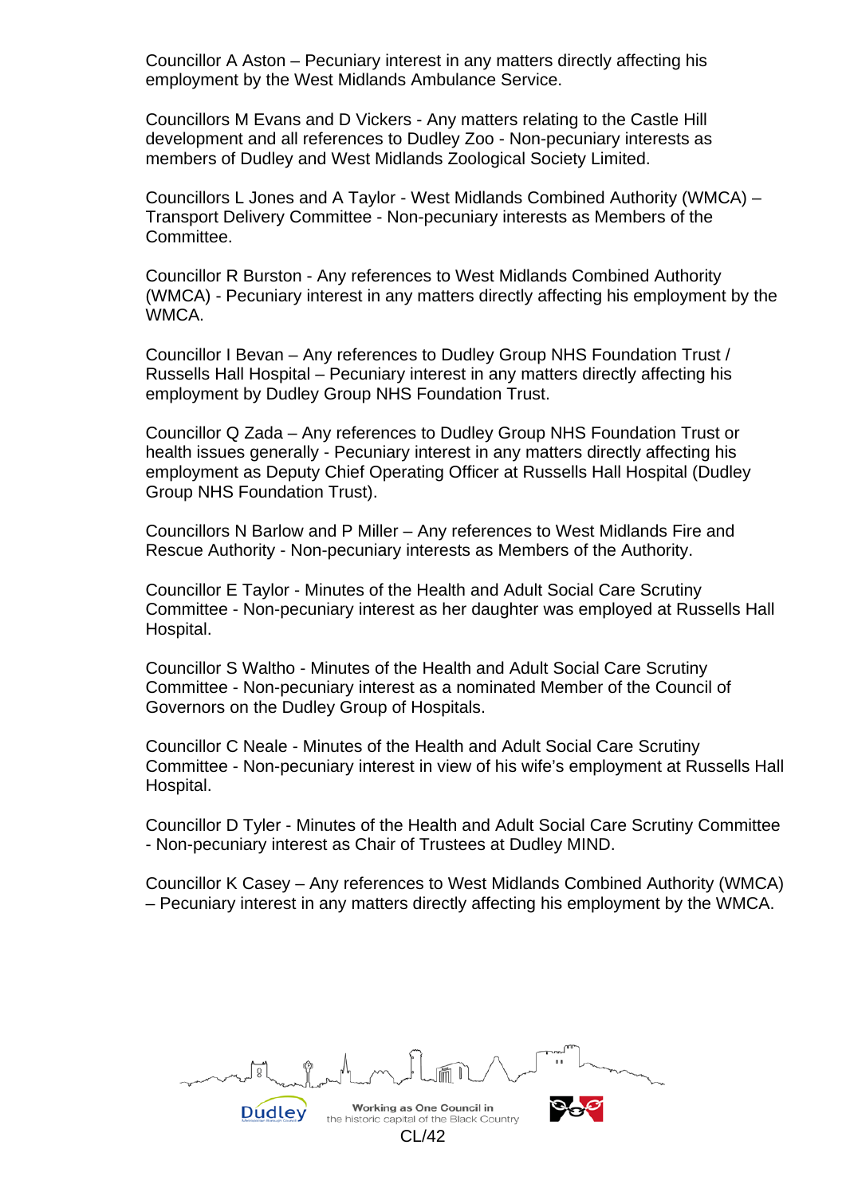Councillor A Aston – Pecuniary interest in any matters directly affecting his employment by the West Midlands Ambulance Service.

Councillors M Evans and D Vickers - Any matters relating to the Castle Hill development and all references to Dudley Zoo - Non-pecuniary interests as members of Dudley and West Midlands Zoological Society Limited.

Councillors L Jones and A Taylor - West Midlands Combined Authority (WMCA) – Transport Delivery Committee - Non-pecuniary interests as Members of the Committee.

Councillor R Burston - Any references to West Midlands Combined Authority (WMCA) - Pecuniary interest in any matters directly affecting his employment by the WMCA.

Councillor I Bevan – Any references to Dudley Group NHS Foundation Trust / Russells Hall Hospital – Pecuniary interest in any matters directly affecting his employment by Dudley Group NHS Foundation Trust.

Councillor Q Zada – Any references to Dudley Group NHS Foundation Trust or health issues generally - Pecuniary interest in any matters directly affecting his employment as Deputy Chief Operating Officer at Russells Hall Hospital (Dudley Group NHS Foundation Trust).

Councillors N Barlow and P Miller – Any references to West Midlands Fire and Rescue Authority - Non-pecuniary interests as Members of the Authority.

Councillor E Taylor - Minutes of the Health and Adult Social Care Scrutiny Committee - Non-pecuniary interest as her daughter was employed at Russells Hall Hospital.

Councillor S Waltho - Minutes of the Health and Adult Social Care Scrutiny Committee - Non-pecuniary interest as a nominated Member of the Council of Governors on the Dudley Group of Hospitals.

Councillor C Neale - Minutes of the Health and Adult Social Care Scrutiny Committee - Non-pecuniary interest in view of his wife's employment at Russells Hall Hospital.

Councillor D Tyler - Minutes of the Health and Adult Social Care Scrutiny Committee - Non-pecuniary interest as Chair of Trustees at Dudley MIND.

Councillor K Casey – Any references to West Midlands Combined Authority (WMCA) – Pecuniary interest in any matters directly affecting his employment by the WMCA.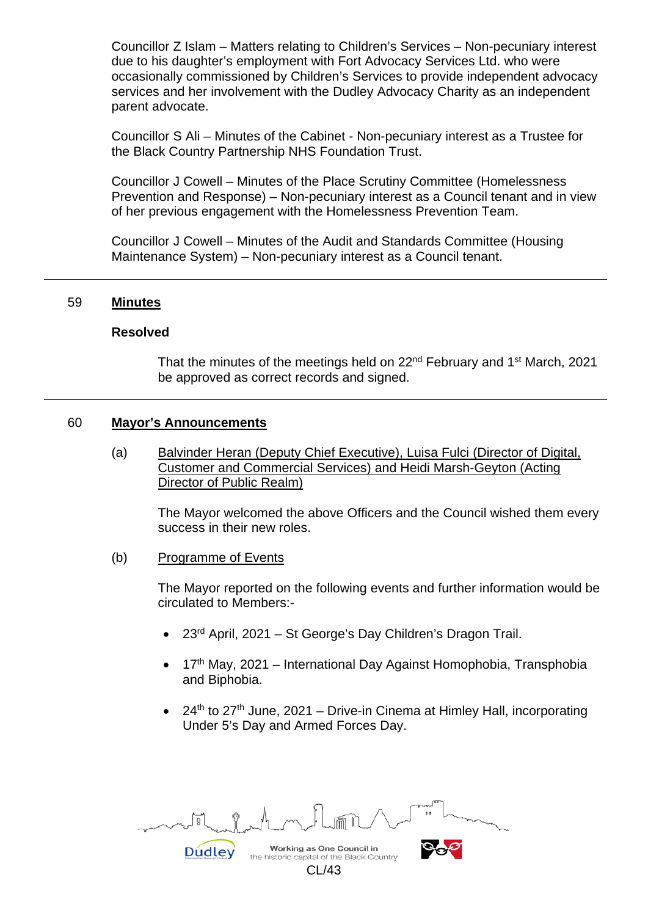Councillor Z Islam – Matters relating to Children's Services – Non-pecuniary interest due to his daughter's employment with Fort Advocacy Services Ltd. who were occasionally commissioned by Children's Services to provide independent advocacy services and her involvement with the Dudley Advocacy Charity as an independent parent advocate.

Councillor S Ali – Minutes of the Cabinet - Non-pecuniary interest as a Trustee for the Black Country Partnership NHS Foundation Trust.

Councillor J Cowell – Minutes of the Place Scrutiny Committee (Homelessness Prevention and Response) – Non-pecuniary interest as a Council tenant and in view of her previous engagement with the Homelessness Prevention Team.

Councillor J Cowell – Minutes of the Audit and Standards Committee (Housing Maintenance System) – Non-pecuniary interest as a Council tenant.

---

## 59 Minutes

**Resolved**

That the minutes of the meetings held on 22nd February and 1st March, 2021 be approved as correct records and signed.

---

## 60 Mayor's Announcements

(a) Balvinder Heran (Deputy Chief Executive), Luisa Fulci (Director of Digital, Customer and Commercial Services) and Heidi Marsh-Geyton (Acting Director of Public Realm)

The Mayor welcomed the above Officers and the Council wished them every success in their new roles.

(b) Programme of Events

The Mayor reported on the following events and further information would be circulated to Members:-

- 23rd April, 2021 – St George's Day Children's Dragon Trail.
- 17th May, 2021 – International Day Against Homophobia, Transphobia and Biphobia.
- 24th to 27th June, 2021 – Drive-in Cinema at Himley Hall, incorporating Under 5's Day and Armed Forces Day.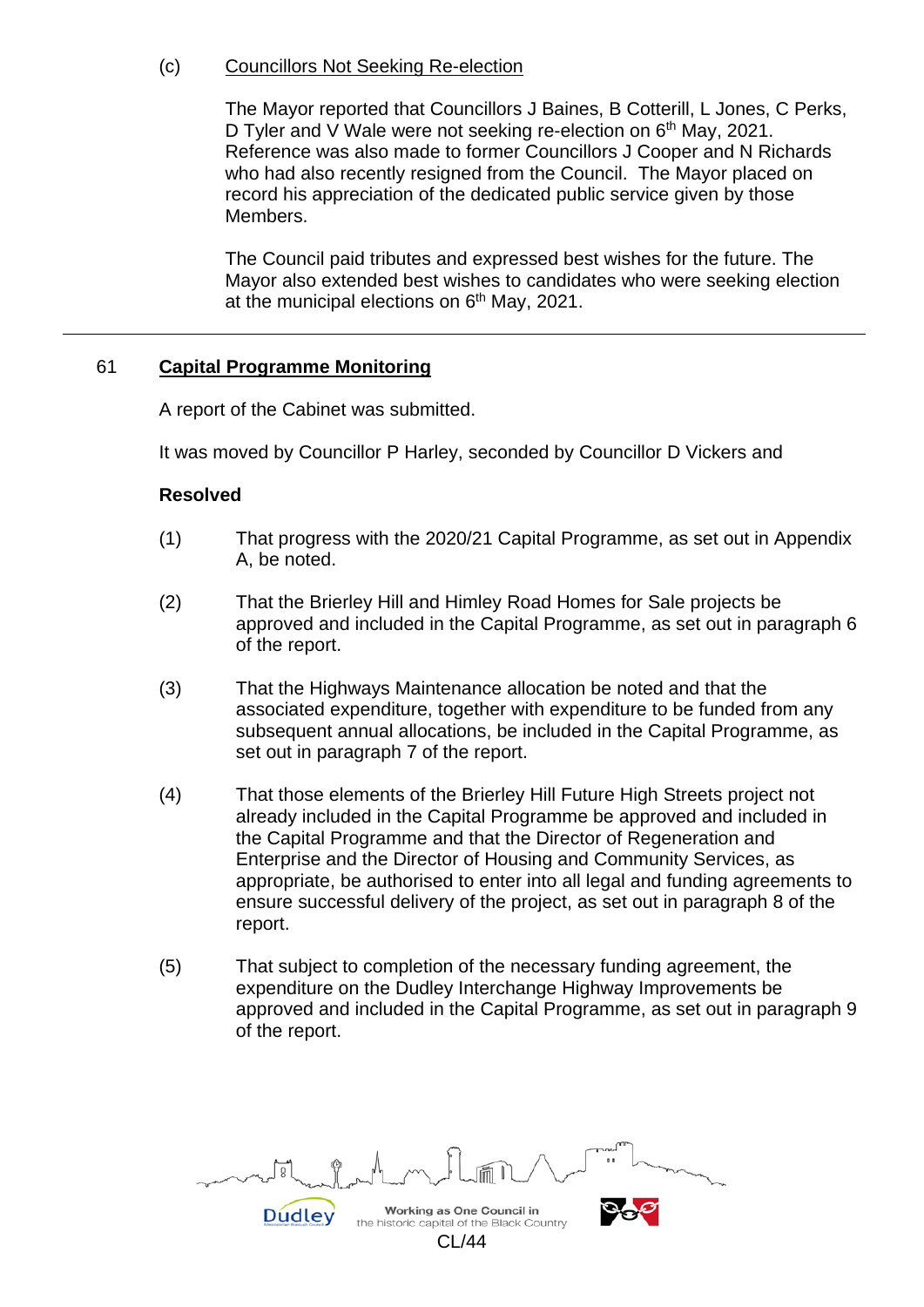(c) Councillors Not Seeking Re-election

The Mayor reported that Councillors J Baines, B Cotterill, L Jones, C Perks, D Tyler and V Wale were not seeking re-election on 6th May, 2021. Reference was also made to former Councillors J Cooper and N Richards who had also recently resigned from the Council. The Mayor placed on record his appreciation of the dedicated public service given by those Members.

The Council paid tributes and expressed best wishes for the future. The Mayor also extended best wishes to candidates who were seeking election at the municipal elections on 6th May, 2021.

---

## 61 Capital Programme Monitoring

A report of the Cabinet was submitted.

It was moved by Councillor P Harley, seconded by Councillor D Vickers and

**Resolved**

(1) That progress with the 2020/21 Capital Programme, as set out in Appendix A, be noted.

(2) That the Brierley Hill and Himley Road Homes for Sale projects be approved and included in the Capital Programme, as set out in paragraph 6 of the report.

(3) That the Highways Maintenance allocation be noted and that the associated expenditure, together with expenditure to be funded from any subsequent annual allocations, be included in the Capital Programme, as set out in paragraph 7 of the report.

(4) That those elements of the Brierley Hill Future High Streets project not already included in the Capital Programme be approved and included in the Capital Programme and that the Director of Regeneration and Enterprise and the Director of Housing and Community Services, as appropriate, be authorised to enter into all legal and funding agreements to ensure successful delivery of the project, as set out in paragraph 8 of the report.

(5) That subject to completion of the necessary funding agreement, the expenditure on the Dudley Interchange Highway Improvements be approved and included in the Capital Programme, as set out in paragraph 9 of the report.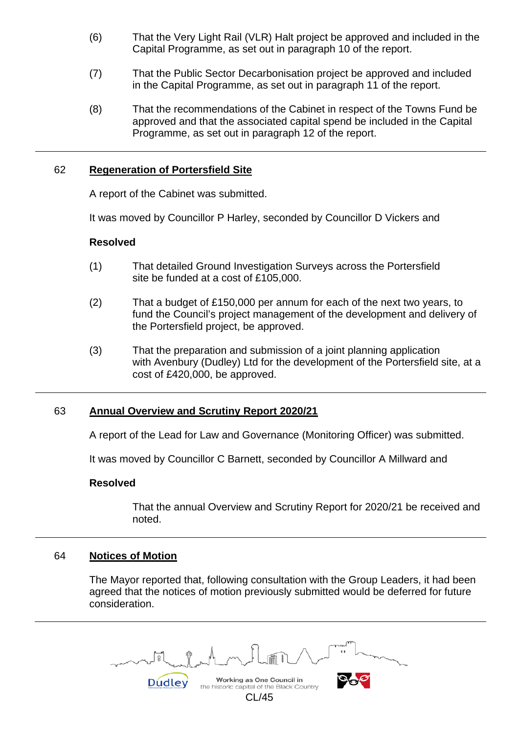(6) That the Very Light Rail (VLR) Halt project be approved and included in the Capital Programme, as set out in paragraph 10 of the report.

(7) That the Public Sector Decarbonisation project be approved and included in the Capital Programme, as set out in paragraph 11 of the report.

(8) That the recommendations of the Cabinet in respect of the Towns Fund be approved and that the associated capital spend be included in the Capital Programme, as set out in paragraph 12 of the report.

---

## 62 Regeneration of Portersfield Site

A report of the Cabinet was submitted.

It was moved by Councillor P Harley, seconded by Councillor D Vickers and

**Resolved**

(1) That detailed Ground Investigation Surveys across the Portersfield site be funded at a cost of £105,000.

(2) That a budget of £150,000 per annum for each of the next two years, to fund the Council's project management of the development and delivery of the Portersfield project, be approved.

(3) That the preparation and submission of a joint planning application with Avenbury (Dudley) Ltd for the development of the Portersfield site, at a cost of £420,000, be approved.

---

## 63 Annual Overview and Scrutiny Report 2020/21

A report of the Lead for Law and Governance (Monitoring Officer) was submitted.

It was moved by Councillor C Barnett, seconded by Councillor A Millward and

**Resolved**

That the annual Overview and Scrutiny Report for 2020/21 be received and noted.

---

## 64 Notices of Motion

The Mayor reported that, following consultation with the Group Leaders, it had been agreed that the notices of motion previously submitted would be deferred for future consideration.

---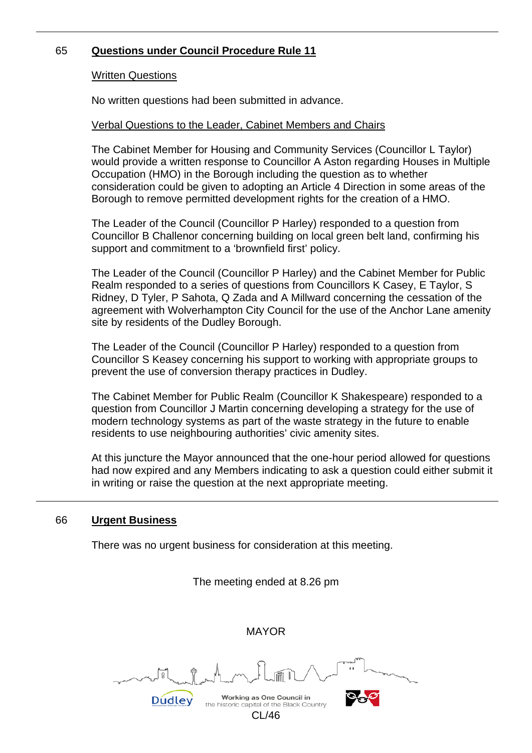## 65 Questions under Council Procedure Rule 11

Written Questions

No written questions had been submitted in advance.

Verbal Questions to the Leader, Cabinet Members and Chairs

The Cabinet Member for Housing and Community Services (Councillor L Taylor) would provide a written response to Councillor A Aston regarding Houses in Multiple Occupation (HMO) in the Borough including the question as to whether consideration could be given to adopting an Article 4 Direction in some areas of the Borough to remove permitted development rights for the creation of a HMO.

The Leader of the Council (Councillor P Harley) responded to a question from Councillor B Challenor concerning building on local green belt land, confirming his support and commitment to a 'brownfield first' policy.

The Leader of the Council (Councillor P Harley) and the Cabinet Member for Public Realm responded to a series of questions from Councillors K Casey, E Taylor, S Ridney, D Tyler, P Sahota, Q Zada and A Millward concerning the cessation of the agreement with Wolverhampton City Council for the use of the Anchor Lane amenity site by residents of the Dudley Borough.

The Leader of the Council (Councillor P Harley) responded to a question from Councillor S Keasey concerning his support to working with appropriate groups to prevent the use of conversion therapy practices in Dudley.

The Cabinet Member for Public Realm (Councillor K Shakespeare) responded to a question from Councillor J Martin concerning developing a strategy for the use of modern technology systems as part of the waste strategy in the future to enable residents to use neighbouring authorities' civic amenity sites.

At this juncture the Mayor announced that the one-hour period allowed for questions had now expired and any Members indicating to ask a question could either submit it in writing or raise the question at the next appropriate meeting.

## 66 Urgent Business

There was no urgent business for consideration at this meeting.

The meeting ended at 8.26 pm

MAYOR